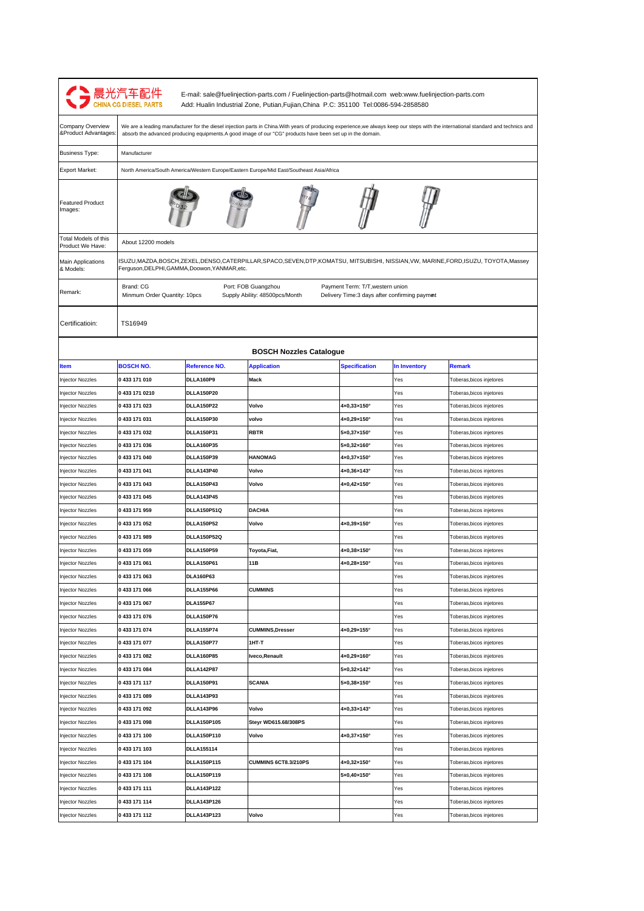晨光汽车配件
CHINA CG DIESEL PARTS

E-mail: sale@fuelinjection-parts.com / Fuelinjection-parts@hotmail.com web:www.fuelinjection-parts.com
Add: Hualin Industrial Zone, Putian,Fujian,China P.C: 351100 Tel:0086-594-2858580

| | |
|---|---|
| Company Overview &Product Advantages: | We are a leading manufacturer for the diesel injection parts in China.With years of producing experience,we always keep our steps with the international standard and technics and absorb the advanced producing equipments.A good image of our "CG" products have been set up in the domain. |
| Business Type: | Manufacturer |
| Export Market: | North America/South America/Western Europe/Eastern Europe/Mid East/Southeast Asia/Africa |
| Featured Product Images: | |
| Total Models of this Product We Have: | About 12200 models |
| Main Applications & Models: | ISUZU,MAZDA,BOSCH,ZEXEL,DENSO,CATERPILLAR,SPACO,SEVEN,DTP,KOMATSU, MITSUBISHI, NISSIAN,VW, MARINE,FORD,ISUZU, TOYOTA,Massey Ferguson,DELPHI,GAMMA,Doowon,YANMAR,etc. |
| Remark: | Brand: CG<br>Minmum Order Quantity: 10pcs<br>Port: FOB Guangzhou<br>Supply Ability: 48500pcs/Month<br>Payment Term: T/T,western union<br>Delivery Time:3 days after confirming paymeınt |
| Certificatioin: | TS16949 |

## BOSCH Nozzles Catalogue

| Item | BOSCH NO. | Reference NO. | Application | Specification | In Inventory | Remark |
|---|---|---|---|---|---|---|
| Injector Nozzles | **0 433 171 010** | **DLLA160P9** | **Mack** | | Yes | Toberas,bicos injetores |
| Injector Nozzles | **0 433 171 0210** | **DLLA150P20** | | | Yes | Toberas,bicos injetores |
| Injector Nozzles | **0 433 171 023** | **DLLA150P22** | **Volvo** | **4×0,33×150°** | Yes | Toberas,bicos injetores |
| Injector Nozzles | **0 433 171 031** | **DLLA150P30** | **volvo** | **4×0,29×150°** | Yes | Toberas,bicos injetores |
| Injector Nozzles | **0 433 171 032** | **DLLA150P31** | **RBTR** | **5×0,37×150°** | Yes | Toberas,bicos injetores |
| Injector Nozzles | **0 433 171 036** | **DLLA160P35** | | **5×0,32×160°** | Yes | Toberas,bicos injetores |
| Injector Nozzles | **0 433 171 040** | **DLLA150P39** | **HANOMAG** | **4×0,37×150°** | Yes | Toberas,bicos injetores |
| Injector Nozzles | **0 433 171 041** | **DLLA143P40** | **Volvo** | **4×0,36×143°** | Yes | Toberas,bicos injetores |
| Injector Nozzles | **0 433 171 043** | **DLLA150P43** | **Volvo** | **4×0,42×150°** | Yes | Toberas,bicos injetores |
| Injector Nozzles | **0 433 171 045** | **DLLA143P45** | | | Yes | Toberas,bicos injetores |
| Injector Nozzles | **0 433 171 959** | **DLLA150P51Q** | **DACHIA** | | Yes | Toberas,bicos injetores |
| Injector Nozzles | **0 433 171 052** | **DLLA150P52** | **Volvo** | **4×0,39×150°** | Yes | Toberas,bicos injetores |
| Injector Nozzles | **0 433 171 989** | **DLLA150P52Q** | | | Yes | Toberas,bicos injetores |
| Injector Nozzles | **0 433 171 059** | **DLLA150P59** | **Toyota,Fiat,** | **4×0,38×150°** | Yes | Toberas,bicos injetores |
| Injector Nozzles | **0 433 171 061** | **DLLA150P61** | **11B** | **4×0,28×150°** | Yes | Toberas,bicos injetores |
| Injector Nozzles | **0 433 171 063** | **DLA160P63** | | | Yes | Toberas,bicos injetores |
| Injector Nozzles | **0 433 171 066** | **DLLA155P66** | **CUMMINS** | | Yes | Toberas,bicos injetores |
| Injector Nozzles | **0 433 171 067** | **DLA155P67** | | | Yes | Toberas,bicos injetores |
| Injector Nozzles | **0 433 171 076** | **DLLA150P76** | | | Yes | Toberas,bicos injetores |
| Injector Nozzles | **0 433 171 074** | **DLLA155P74** | **CUMMINS,Dresser** | **4×0,29×155°** | Yes | Toberas,bicos injetores |
| Injector Nozzles | **0 433 171 077** | **DLLA150P77** | **1HT-T** | | Yes | Toberas,bicos injetores |
| Injector Nozzles | **0 433 171 082** | **DLLA160P85** | **Iveco,Renault** | **4×0,29×160°** | Yes | Toberas,bicos injetores |
| Injector Nozzles | **0 433 171 084** | **DLLA142P87** | | **5×0,32×142°** | Yes | Toberas,bicos injetores |
| Injector Nozzles | **0 433 171 117** | **DLLA150P91** | **SCANIA** | **5×0,38×150°** | Yes | Toberas,bicos injetores |
| Injector Nozzles | **0 433 171 089** | **DLLA143P93** | | | Yes | Toberas,bicos injetores |
| Injector Nozzles | **0 433 171 092** | **DLLA143P96** | **Volvo** | **4×0,33×143°** | Yes | Toberas,bicos injetores |
| Injector Nozzles | **0 433 171 098** | **DLLA150P105** | **Steyr WD615.68/308PS** | | Yes | Toberas,bicos injetores |
| Injector Nozzles | **0 433 171 100** | **DLLA150P110** | **Volvo** | **4×0,37×150°** | Yes | Toberas,bicos injetores |
| Injector Nozzles | **0 433 171 103** | **DLLA155114** | | | Yes | Toberas,bicos injetores |
| Injector Nozzles | **0 433 171 104** | **DLLA150P115** | **CUMMINS 6CT8.3/210PS** | **4×0,32×150°** | Yes | Toberas,bicos injetores |
| Injector Nozzles | **0 433 171 108** | **DLLA150P119** | | **5×0,40×150°** | Yes | Toberas,bicos injetores |
| Injector Nozzles | **0 433 171 111** | **DLLA143P122** | | | Yes | Toberas,bicos injetores |
| Injector Nozzles | **0 433 171 114** | **DLLA143P126** | | | Yes | Toberas,bicos injetores |
| Injector Nozzles | **0 433 171 112** | **DLLA143P123** | **Volvo** | | Yes | Toberas,bicos injetores |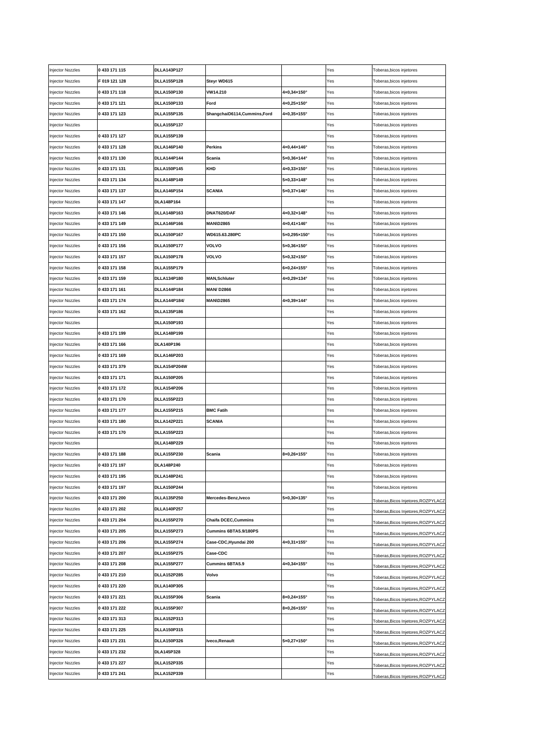| | | | | | | |
|---|---|---|---|---|---|---|
| Injector Nozzles | **0 433 171 115** | **DLLA143P127** | | | Yes | Toberas,bicos injetores |
| Injector Nozzles | **F 019 121 128** | **DLLA155P128** | **Steyr WD615** | | Yes | Toberas,bicos injetores |
| Injector Nozzles | **0 433 171 118** | **DLLA150P130** | **VW14.210** | **4×0,34×150°** | Yes | Toberas,bicos injetores |
| Injector Nozzles | **0 433 171 121** | **DLLA150P133** | **Ford** | **4×0,25×150°** | Yes | Toberas,bicos injetores |
| Injector Nozzles | **0 433 171 123** | **DLLA155P135** | **ShangchaiD6114,Cummins,Ford** | **4×0,35×155°** | Yes | Toberas,bicos injetores |
| Injector Nozzles | | **DLLA155P137** | | | Yes | Toberas,bicos injetores |
| Injector Nozzles | **0 433 171 127** | **DLLA155P139** | | | Yes | Toberas,bicos injetores |
| Injector Nozzles | **0 433 171 128** | **DLLA146P140** | **Perkins** | **4×0,44×146°** | Yes | Toberas,bicos injetores |
| Injector Nozzles | **0 433 171 130** | **DLLA144P144** | **Scania** | **5×0,36×144°** | Yes | Toberas,bicos injetores |
| Injector Nozzles | **0 433 171 131** | **DLLA150P145** | **KHD** | **4×0,33×150°** | Yes | Toberas,bicos injetores |
| Injector Nozzles | **0 433 171 134** | **DLLA148P149** | | **5×0,33×148°** | Yes | Toberas,bicos injetores |
| Injector Nozzles | **0 433 171 137** | **DLLA146P154** | **SCANIA** | **5×0,37×146°** | Yes | Toberas,bicos injetores |
| Injector Nozzles | **0 433 171 147** | **DLA148P164** | | | Yes | Toberas,bicos injetores |
| Injector Nozzles | **0 433 171 146** | **DLLA148P163** | **DNAT620/DAF** | **4×0,32×148°** | Yes | Toberas,bicos injetores |
| Injector Nozzles | **0 433 171 149** | **DLLA146P166** | **MAN\D2865** | **4×0,41×146°** | Yes | Toberas,bicos injetores |
| Injector Nozzles | **0 433 171 150** | **DLLA150P167** | **WD615.63.280PC** | **5×0,295×150°** | Yes | Toberas,bicos injetores |
| Injector Nozzles | **0 433 171 156** | **DLLA150P177** | **VOLVO** | **5×0,36×150°** | Yes | Toberas,bicos injetores |
| Injector Nozzles | **0 433 171 157** | **DLLA150P178** | **VOLVO** | **5×0,32×150°** | Yes | Toberas,bicos injetores |
| Injector Nozzles | **0 433 171 158** | **DLLA155P179** | | **6×0,24×155°** | Yes | Toberas,bicos injetores |
| Injector Nozzles | **0 433 171 159** | **DLLA134P180** | **MAN,Schluter** | **4×0,29×134°** | Yes | Toberas,bicos injetores |
| Injector Nozzles | **0 433 171 161** | **DLLA144P184** | **MAN/ D2866** | | Yes | Toberas,bicos injetores |
| Injector Nozzles | **0 433 171 174** | **DLLA144P184/** | **MAN\D2865** | **4×0,39×144°** | Yes | Toberas,bicos injetores |
| Injector Nozzles | **0 433 171 162** | **DLLA135P186** | | | Yes | Toberas,bicos injetores |
| Injector Nozzles | | **DLLA150P193** | | | Yes | Toberas,bicos injetores |
| Injector Nozzles | **0 433 171 199** | **DLLA148P199** | | | Yes | Toberas,bicos injetores |
| Injector Nozzles | **0 433 171 166** | **DLA140P196** | | | Yes | Toberas,bicos injetores |
| Injector Nozzles | **0 433 171 169** | **DLLA146P203** | | | Yes | Toberas,bicos injetores |
| Injector Nozzles | **0 433 171 379** | **DLLA154P204W** | | | Yes | Toberas,bicos injetores |
| Injector Nozzles | **0 433 171 171** | **DLLA150P205** | | | Yes | Toberas,bicos injetores |
| Injector Nozzles | **0 433 171 172** | **DLLA154P206** | | | Yes | Toberas,bicos injetores |
| Injector Nozzles | **0 433 171 170** | **DLLA155P223** | | | Yes | Toberas,bicos injetores |
| Injector Nozzles | **0 433 171 177** | **DLLA155P215** | **BMC Fatih** | | Yes | Toberas,bicos injetores |
| Injector Nozzles | **0 433 171 180** | **DLLA142P221** | **SCANIA** | | Yes | Toberas,bicos injetores |
| Injector Nozzles | **0 433 171 170** | **DLLA155P223** | | | Yes | Toberas,bicos injetores |
| Injector Nozzles | | **DLLA148P229** | | | Yes | Toberas,bicos injetores |
| Injector Nozzles | **0 433 171 188** | **DLLA155P230** | **Scania** | **8×0,26×155°** | Yes | Toberas,bicos injetores |
| Injector Nozzles | **0 433 171 197** | **DLA148P240** | | | Yes | Toberas,bicos injetores |
| Injector Nozzles | **0 433 171 195** | **DLLA148P241** | | | Yes | Toberas,bicos injetores |
| Injector Nozzles | **0 433 171 197** | **DLLA150P244** | | | Yes | Toberas,bicos injetores |
| Injector Nozzles | **0 433 171 200** | **DLLA135P250** | **Mercedes-Benz,Iveco** | **5×0,30×135°** | Yes | Toberas,Bicos Injetores,ROZPYLACZ |
| Injector Nozzles | **0 433 171 202** | **DLLA140P257** | | | Yes | Toberas,Bicos Injetores,ROZPYLACZ |
| Injector Nozzles | **0 433 171 204** | **DLLA155P270** | **Chaifa DCEC,Cummins** | | Yes | Toberas,Bicos Injetores,ROZPYLACZ |
| Injector Nozzles | **0 433 171 205** | **DLLA155P273** | **Cummins 6BTA5.9/180PS** | | Yes | Toberas,Bicos Injetores,ROZPYLACZ |
| Injector Nozzles | **0 433 171 206** | **DLLA155P274** | **Case-CDC,Hyundai 200** | **4×0,31×155°** | Yes | Toberas,Bicos Injetores,ROZPYLACZ |
| Injector Nozzles | **0 433 171 207** | **DLLA155P275** | **Case-CDC** | | Yes | Toberas,Bicos Injetores,ROZPYLACZ |
| Injector Nozzles | **0 433 171 208** | **DLLA155P277** | **Cummins 6BTA5.9** | **4×0,34×155°** | Yes | Toberas,Bicos Injetores,ROZPYLACZ |
| Injector Nozzles | **0 433 171 210** | **DLLA152P285** | **Volvo** | | Yes | Toberas,Bicos Injetores,ROZPYLACZ |
| Injector Nozzles | **0 433 171 220** | **DLLA140P305** | | | Yes | Toberas,Bicos Injetores,ROZPYLACZ |
| Injector Nozzles | **0 433 171 221** | **DLLA155P306** | **Scania** | **8×0,24×155°** | Yes | Toberas,Bicos Injetores,ROZPYLACZ |
| Injector Nozzles | **0 433 171 222** | **DLLA155P307** | | **8×0,26×155°** | Yes | Toberas,Bicos Injetores,ROZPYLACZ |
| Injector Nozzles | **0 433 171 313** | **DLLA152P313** | | | Yes | Toberas,Bicos Injetores,ROZPYLACZ |
| Injector Nozzles | **0 433 171 225** | **DLLA150P315** | | | Yes | Toberas,Bicos Injetores,ROZPYLACZ |
| Injector Nozzles | **0 433 171 231** | **DLLA150P326** | **Iveco,Renault** | **5×0,27×150°** | Yes | Toberas,Bicos Injetores,ROZPYLACZ |
| Injector Nozzles | **0 433 171 232** | **DLA145P328** | | | Yes | Toberas,Bicos Injetores,ROZPYLACZ |
| Injector Nozzles | **0 433 171 227** | **DLLA152P335** | | | Yes | Toberas,Bicos Injetores,ROZPYLACZ |
| Injector Nozzles | **0 433 171 241** | **DLLA152P339** | | | Yes | Toberas,Bicos Injetores,ROZPYLACZ |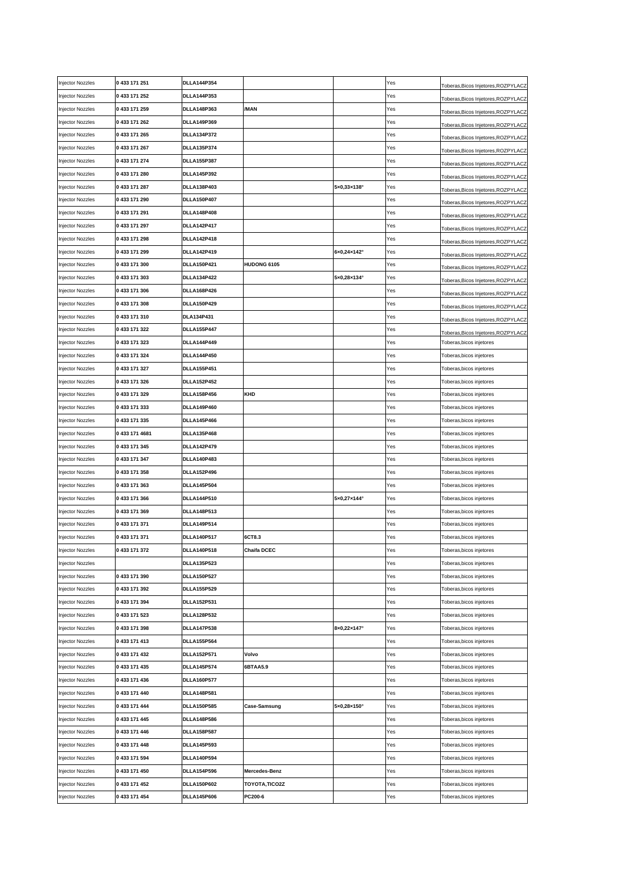| Injector Nozzles | 0 433 171 251 | DLLA144P354 | | | Yes | Toberas,Bicos Injetores,ROZPYLACZ |
|---|---|---|---|---|---|---|
| Injector Nozzles | 0 433 171 252 | DLLA144P353 | | | Yes | Toberas,Bicos Injetores,ROZPYLACZ |
| Injector Nozzles | 0 433 171 259 | DLLA148P363 | /MAN | | Yes | Toberas,Bicos Injetores,ROZPYLACZ |
| Injector Nozzles | 0 433 171 262 | DLLA149P369 | | | Yes | Toberas,Bicos Injetores,ROZPYLACZ |
| Injector Nozzles | 0 433 171 265 | DLLA134P372 | | | Yes | Toberas,Bicos Injetores,ROZPYLACZ |
| Injector Nozzles | 0 433 171 267 | DLLA135P374 | | | Yes | Toberas,Bicos Injetores,ROZPYLACZ |
| Injector Nozzles | 0 433 171 274 | DLLA155P387 | | | Yes | Toberas,Bicos Injetores,ROZPYLACZ |
| Injector Nozzles | 0 433 171 280 | DLLA145P392 | | | Yes | Toberas,Bicos Injetores,ROZPYLACZ |
| Injector Nozzles | 0 433 171 287 | DLLA138P403 | | 5×0,33×138° | Yes | Toberas,Bicos Injetores,ROZPYLACZ |
| Injector Nozzles | 0 433 171 290 | DLLA150P407 | | | Yes | Toberas,Bicos Injetores,ROZPYLACZ |
| Injector Nozzles | 0 433 171 291 | DLLA148P408 | | | Yes | Toberas,Bicos Injetores,ROZPYLACZ |
| Injector Nozzles | 0 433 171 297 | DLLA142P417 | | | Yes | Toberas,Bicos Injetores,ROZPYLACZ |
| Injector Nozzles | 0 433 171 298 | DLLA142P418 | | | Yes | Toberas,Bicos Injetores,ROZPYLACZ |
| Injector Nozzles | 0 433 171 299 | DLLA142P419 | | 6×0,24×142° | Yes | Toberas,Bicos Injetores,ROZPYLACZ |
| Injector Nozzles | 0 433 171 300 | DLLA150P421 | HUDONG 6105 | | Yes | Toberas,Bicos Injetores,ROZPYLACZ |
| Injector Nozzles | 0 433 171 303 | DLLA134P422 | | 5×0,28×134° | Yes | Toberas,Bicos Injetores,ROZPYLACZ |
| Injector Nozzles | 0 433 171 306 | DLLA168P426 | | | Yes | Toberas,Bicos Injetores,ROZPYLACZ |
| Injector Nozzles | 0 433 171 308 | DLLA150P429 | | | Yes | Toberas,Bicos Injetores,ROZPYLACZ |
| Injector Nozzles | 0 433 171 310 | DLA134P431 | | | Yes | Toberas,Bicos Injetores,ROZPYLACZ |
| Injector Nozzles | 0 433 171 322 | DLLA155P447 | | | Yes | Toberas,Bicos Injetores,ROZPYLACZ |
| Injector Nozzles | 0 433 171 323 | DLLA144P449 | | | Yes | Toberas,bicos injetores |
| Injector Nozzles | 0 433 171 324 | DLLA144P450 | | | Yes | Toberas,bicos injetores |
| Injector Nozzles | 0 433 171 327 | DLLA155P451 | | | Yes | Toberas,bicos injetores |
| Injector Nozzles | 0 433 171 326 | DLLA152P452 | | | Yes | Toberas,bicos injetores |
| Injector Nozzles | 0 433 171 329 | DLLA158P456 | KHD | | Yes | Toberas,bicos injetores |
| Injector Nozzles | 0 433 171 333 | DLLA149P460 | | | Yes | Toberas,bicos injetores |
| Injector Nozzles | 0 433 171 335 | DLLA145P466 | | | Yes | Toberas,bicos injetores |
| Injector Nozzles | 0 433 171 4681 | DLLA135P468 | | | Yes | Toberas,bicos injetores |
| Injector Nozzles | 0 433 171 345 | DLLA142P479 | | | Yes | Toberas,bicos injetores |
| Injector Nozzles | 0 433 171 347 | DLLA140P483 | | | Yes | Toberas,bicos injetores |
| Injector Nozzles | 0 433 171 358 | DLLA152P496 | | | Yes | Toberas,bicos injetores |
| Injector Nozzles | 0 433 171 363 | DLLA145P504 | | | Yes | Toberas,bicos injetores |
| Injector Nozzles | 0 433 171 366 | DLLA144P510 | | 5×0,27×144° | Yes | Toberas,bicos injetores |
| Injector Nozzles | 0 433 171 369 | DLLA148P513 | | | Yes | Toberas,bicos injetores |
| Injector Nozzles | 0 433 171 371 | DLLA149P514 | | | Yes | Toberas,bicos injetores |
| Injector Nozzles | 0 433 171 371 | DLLA140P517 | 6CT8.3 | | Yes | Toberas,bicos injetores |
| Injector Nozzles | 0 433 171 372 | DLLA140P518 | Chaifa DCEC | | Yes | Toberas,bicos injetores |
| Injector Nozzles | | DLLA135P523 | | | Yes | Toberas,bicos injetores |
| Injector Nozzles | 0 433 171 390 | DLLA150P527 | | | Yes | Toberas,bicos injetores |
| Injector Nozzles | 0 433 171 392 | DLLA155P529 | | | Yes | Toberas,bicos injetores |
| Injector Nozzles | 0 433 171 394 | DLLA152P531 | | | Yes | Toberas,bicos injetores |
| Injector Nozzles | 0 433 171 523 | DLLA128P532 | | | Yes | Toberas,bicos injetores |
| Injector Nozzles | 0 433 171 398 | DLLA147P538 | | 8×0,22×147° | Yes | Toberas,bicos injetores |
| Injector Nozzles | 0 433 171 413 | DLLA155P564 | | | Yes | Toberas,bicos injetores |
| Injector Nozzles | 0 433 171 432 | DLLA152P571 | Volvo | | Yes | Toberas,bicos injetores |
| Injector Nozzles | 0 433 171 435 | DLLA145P574 | 6BTAA5.9 | | Yes | Toberas,bicos injetores |
| Injector Nozzles | 0 433 171 436 | DLLA160P577 | | | Yes | Toberas,bicos injetores |
| Injector Nozzles | 0 433 171 440 | DLLA148P581 | | | Yes | Toberas,bicos injetores |
| Injector Nozzles | 0 433 171 444 | DLLA150P585 | Case-Samsung | 5×0,28×150° | Yes | Toberas,bicos injetores |
| Injector Nozzles | 0 433 171 445 | DLLA148P586 | | | Yes | Toberas,bicos injetores |
| Injector Nozzles | 0 433 171 446 | DLLA158P587 | | | Yes | Toberas,bicos injetores |
| Injector Nozzles | 0 433 171 448 | DLLA145P593 | | | Yes | Toberas,bicos injetores |
| Injector Nozzles | 0 433 171 594 | DLLA140P594 | | | Yes | Toberas,bicos injetores |
| Injector Nozzles | 0 433 171 450 | DLLA154P596 | Mercedes-Benz | | Yes | Toberas,bicos injetores |
| Injector Nozzles | 0 433 171 452 | DLLA150P602 | TOYOTA,TICO2Z | | Yes | Toberas,bicos injetores |
| Injector Nozzles | 0 433 171 454 | DLLA145P606 | PC200-6 | | Yes | Toberas,bicos injetores |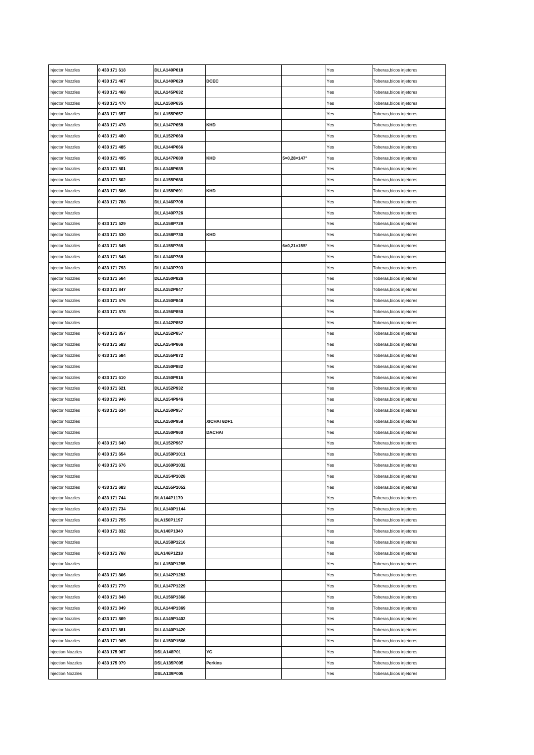| Injector Nozzles | 0 433 171 618 | DLLA140P618 | | | Yes | Toberas,bicos injetores |
|---|---|---|---|---|---|---|
| Injector Nozzles | 0 433 171 467 | DLLA140P629 | DCEC | | Yes | Toberas,bicos injetores |
| Injector Nozzles | 0 433 171 468 | DLLA145P632 | | | Yes | Toberas,bicos injetores |
| Injector Nozzles | 0 433 171 470 | DLLA150P635 | | | Yes | Toberas,bicos injetores |
| Injector Nozzles | 0 433 171 657 | DLLA155P657 | | | Yes | Toberas,bicos injetores |
| Injector Nozzles | 0 433 171 478 | DLLA147P658 | KHD | | Yes | Toberas,bicos injetores |
| Injector Nozzles | 0 433 171 480 | DLLA152P660 | | | Yes | Toberas,bicos injetores |
| Injector Nozzles | 0 433 171 485 | DLLA144P666 | | | Yes | Toberas,bicos injetores |
| Injector Nozzles | 0 433 171 495 | DLLA147P680 | KHD | 5×0,28×147° | Yes | Toberas,bicos injetores |
| Injector Nozzles | 0 433 171 501 | DLLA148P685 | | | Yes | Toberas,bicos injetores |
| Injector Nozzles | 0 433 171 502 | DLLA155P686 | | | Yes | Toberas,bicos injetores |
| Injector Nozzles | 0 433 171 506 | DLLA158P691 | KHD | | Yes | Toberas,bicos injetores |
| Injector Nozzles | 0 433 171 788 | DLLA146P708 | | | Yes | Toberas,bicos injetores |
| Injector Nozzles | | DLLA140P726 | | | Yes | Toberas,bicos injetores |
| Injector Nozzles | 0 433 171 529 | DLLA158P729 | | | Yes | Toberas,bicos injetores |
| Injector Nozzles | 0 433 171 530 | DLLA158P730 | KHD | | Yes | Toberas,bicos injetores |
| Injector Nozzles | 0 433 171 545 | DLLA155P765 | | 6×0,21×155° | Yes | Toberas,bicos injetores |
| Injector Nozzles | 0 433 171 548 | DLLA146P768 | | | Yes | Toberas,bicos injetores |
| Injector Nozzles | 0 433 171 793 | DLLA143P793 | | | Yes | Toberas,bicos injetores |
| Injector Nozzles | 0 433 171 564 | DLLA150P826 | | | Yes | Toberas,bicos injetores |
| Injector Nozzles | 0 433 171 847 | DLLA152P847 | | | Yes | Toberas,bicos injetores |
| Injector Nozzles | 0 433 171 576 | DLLA150P848 | | | Yes | Toberas,bicos injetores |
| Injector Nozzles | 0 433 171 578 | DLLA156P850 | | | Yes | Toberas,bicos injetores |
| Injector Nozzles | | DLLA142P852 | | | Yes | Toberas,bicos injetores |
| Injector Nozzles | 0 433 171 857 | DLLA152P857 | | | Yes | Toberas,bicos injetores |
| Injector Nozzles | 0 433 171 583 | DLLA154P866 | | | Yes | Toberas,bicos injetores |
| Injector Nozzles | 0 433 171 584 | DLLA155P872 | | | Yes | Toberas,bicos injetores |
| Injector Nozzles | | DLLA150P882 | | | Yes | Toberas,bicos injetores |
| Injector Nozzles | 0 433 171 610 | DLLA150P916 | | | Yes | Toberas,bicos injetores |
| Injector Nozzles | 0 433 171 621 | DLLA152P932 | | | Yes | Toberas,bicos injetores |
| Injector Nozzles | 0 433 171 946 | DLLA154P946 | | | Yes | Toberas,bicos injetores |
| Injector Nozzles | 0 433 171 634 | DLLA150P957 | | | Yes | Toberas,bicos injetores |
| Injector Nozzles | | DLLA150P958 | XICHAI 6DF1 | | Yes | Toberas,bicos injetores |
| Injector Nozzles | | DLLA150P960 | DACHAI | | Yes | Toberas,bicos injetores |
| Injector Nozzles | 0 433 171 640 | DLLA152P967 | | | Yes | Toberas,bicos injetores |
| Injector Nozzles | 0 433 171 654 | DLLA150P1011 | | | Yes | Toberas,bicos injetores |
| Injector Nozzles | 0 433 171 676 | DLLA160P1032 | | | Yes | Toberas,bicos injetores |
| Injector Nozzles | | DLLA154P1028 | | | Yes | Toberas,bicos injetores |
| Injector Nozzles | 0 433 171 683 | DLLA155P1052 | | | Yes | Toberas,bicos injetores |
| Injector Nozzles | 0 433 171 744 | DLA144P1170 | | | Yes | Toberas,bicos injetores |
| Injector Nozzles | 0 433 171 734 | DLLA140P1144 | | | Yes | Toberas,bicos injetores |
| Injector Nozzles | 0 433 171 755 | DLA150P1197 | | | Yes | Toberas,bicos injetores |
| Injector Nozzles | 0 433 171 832 | DLA140P1340 | | | Yes | Toberas,bicos injetores |
| Injector Nozzles | | DLLA158P1216 | | | Yes | Toberas,bicos injetores |
| Injector Nozzles | 0 433 171 768 | DLA146P1218 | | | Yes | Toberas,bicos injetores |
| Injector Nozzles | | DLLA150P1285 | | | Yes | Toberas,bicos injetores |
| Injector Nozzles | 0 433 171 806 | DLLA142P1283 | | | Yes | Toberas,bicos injetores |
| Injector Nozzles | 0 433 171 779 | DLLA147P1229 | | | Yes | Toberas,bicos injetores |
| Injector Nozzles | 0 433 171 848 | DLLA156P1368 | | | Yes | Toberas,bicos injetores |
| Injector Nozzles | 0 433 171 849 | DLLA144P1369 | | | Yes | Toberas,bicos injetores |
| Injector Nozzles | 0 433 171 869 | DLLA149P1402 | | | Yes | Toberas,bicos injetores |
| Injector Nozzles | 0 433 171 881 | DLLA140P1420 | | | Yes | Toberas,bicos injetores |
| Injector Nozzles | 0 433 171 965 | DLLA150P1566 | | | Yes | Toberas,bicos injetores |
| Injection Nozzles | 0 433 175 967 | DSLA148P01 | YC | | Yes | Toberas,bicos injetores |
| Injection Nozzles | 0 433 175 079 | DSLA135P005 | Perkins | | Yes | Toberas,bicos injetores |
| Injection Nozzles | | DSLA139P005 | | | Yes | Toberas,bicos injetores |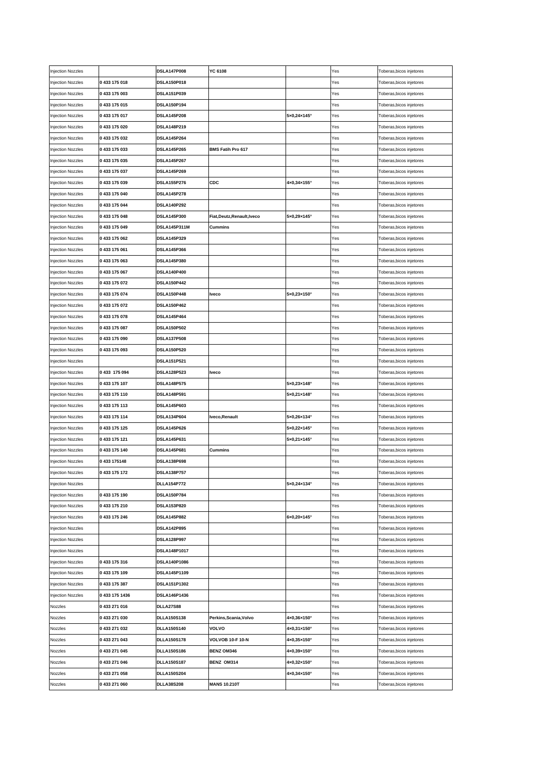| Injection Nozzles |  | DSLA147P008 | YC 6108 |  | Yes | Toberas,bicos injetores |
|---|---|---|---|---|---|---|
| Injection Nozzles | 0 433 175 018 | DSLA150P018 |  |  | Yes | Toberas,bicos injetores |
| Injection Nozzles | 0 433 175 003 | DSLA151P039 |  |  | Yes | Toberas,bicos injetores |
| Injection Nozzles | 0 433 175 015 | DSLA150P194 |  |  | Yes | Toberas,bicos injetores |
| Injection Nozzles | 0 433 175 017 | DSLA145P208 |  | 5×0,24×145° | Yes | Toberas,bicos injetores |
| Injection Nozzles | 0 433 175 020 | DSLA148P219 |  |  | Yes | Toberas,bicos injetores |
| Injection Nozzles | 0 433 175 032 | DSLA145P264 |  |  | Yes | Toberas,bicos injetores |
| Injection Nozzles | 0 433 175 033 | DSLA145P265 | BMS Fatih Pro 617 |  | Yes | Toberas,bicos injetores |
| Injection Nozzles | 0 433 175 035 | DSLA145P267 |  |  | Yes | Toberas,bicos injetores |
| Injection Nozzles | 0 433 175 037 | DSLA145P269 |  |  | Yes | Toberas,bicos injetores |
| Injection Nozzles | 0 433 175 039 | DSLA155P276 | CDC | 4×0,34×155° | Yes | Toberas,bicos injetores |
| Injection Nozzles | 0 433 175 040 | DSLA145P278 |  |  | Yes | Toberas,bicos injetores |
| Injection Nozzles | 0 433 175 044 | DSLA140P292 |  |  | Yes | Toberas,bicos injetores |
| Injection Nozzles | 0 433 175 048 | DSLA145P300 | Fiat,Deutz,Renault,Iveco | 5×0,29×145° | Yes | Toberas,bicos injetores |
| Injection Nozzles | 0 433 175 049 | DSLA145P311M | Cummins |  | Yes | Toberas,bicos injetores |
| Injection Nozzles | 0 433 175 062 | DSLA145P329 |  |  | Yes | Toberas,bicos injetores |
| Injection Nozzles | 0 433 175 061 | DSLA145P366 |  |  | Yes | Toberas,bicos injetores |
| Injection Nozzles | 0 433 175 063 | DSLA145P380 |  |  | Yes | Toberas,bicos injetores |
| Injection Nozzles | 0 433 175 067 | DSLA140P400 |  |  | Yes | Toberas,bicos injetores |
| Injection Nozzles | 0 433 175 072 | DSLA150P442 |  |  | Yes | Toberas,bicos injetores |
| Injection Nozzles | 0 433 175 074 | DSLA150P448 | Iveco | 5×0,23×150° | Yes | Toberas,bicos injetores |
| Injection Nozzles | 0 433 175 072 | DSLA150P462 |  |  | Yes | Toberas,bicos injetores |
| Injection Nozzles | 0 433 175 078 | DSLA145P464 |  |  | Yes | Toberas,bicos injetores |
| Injection Nozzles | 0 433 175 087 | DSLA150P502 |  |  | Yes | Toberas,bicos injetores |
| Injection Nozzles | 0 433 175 090 | DSLA137P508 |  |  | Yes | Toberas,bicos injetores |
| Injection Nozzles | 0 433 175 093 | DSLA150P520 |  |  | Yes | Toberas,bicos injetores |
| Injection Nozzles |  | DSLA151P521 |  |  | Yes | Toberas,bicos injetores |
| Injection Nozzles | 0 433 175 094 | DSLA128P523 | Iveco |  | Yes | Toberas,bicos injetores |
| Injection Nozzles | 0 433 175 107 | DSLA148P575 |  | 5×0,23×148° | Yes | Toberas,bicos injetores |
| Injection Nozzles | 0 433 175 110 | DSLA148P591 |  | 5×0,21×148° | Yes | Toberas,bicos injetores |
| Injection Nozzles | 0 433 175 113 | DSLA145P603 |  |  | Yes | Toberas,bicos injetores |
| Injection Nozzles | 0 433 175 114 | DSLA134P604 | Iveco,Renault | 5×0,26×134° | Yes | Toberas,bicos injetores |
| Injection Nozzles | 0 433 175 125 | DSLA145P626 |  | 5×0,22×145° | Yes | Toberas,bicos injetores |
| Injection Nozzles | 0 433 175 121 | DSLA145P631 |  | 5×0,21×145° | Yes | Toberas,bicos injetores |
| Injection Nozzles | 0 433 175 140 | DSLA145P681 | Cummins |  | Yes | Toberas,bicos injetores |
| Injection Nozzles | 0 433 175148 | DSLA138P698 |  |  | Yes | Toberas,bicos injetores |
| Injection Nozzles | 0 433 175 172 | DSLA138P757 |  |  | Yes | Toberas,bicos injetores |
| Injection Nozzles |  | DLLA154P772 |  | 5×0,24×134° | Yes | Toberas,bicos injetores |
| Injection Nozzles | 0 433 175 190 | DSLA150P784 |  |  | Yes | Toberas,bicos injetores |
| Injection Nozzles | 0 433 175 210 | DSLA153P820 |  |  | Yes | Toberas,bicos injetores |
| Injection Nozzles | 0 433 175 246 | DSLA145P882 |  | 6×0,20×145° | Yes | Toberas,bicos injetores |
| Injection Nozzles |  | DSLA142P895 |  |  | Yes | Toberas,bicos injetores |
| Injection Nozzles |  | DSLA128P997 |  |  | Yes | Toberas,bicos injetores |
| Injection Nozzles |  | DSLA148P1017 |  |  | Yes | Toberas,bicos injetores |
| Injection Nozzles | 0 433 175 316 | DSLA140P1086 |  |  | Yes | Toberas,bicos injetores |
| Injection Nozzles | 0 433 175 109 | DSLA145P1109 |  |  | Yes | Toberas,bicos injetores |
| Injection Nozzles | 0 433 175 387 | DSLA151P1302 |  |  | Yes | Toberas,bicos injetores |
| Injection Nozzles | 0 433 175 1436 | DSLA146P1436 |  |  | Yes | Toberas,bicos injetores |
| Nozzles | 0 433 271 016 | DLLA27S88 |  |  | Yes | Toberas,bicos injetores |
| Nozzles | 0 433 271 030 | DLLA150S138 | Perkins,Scania,Volvo | 4×0,36×150° | Yes | Toberas,bicos injetores |
| Nozzles | 0 433 271 032 | DLLA150S140 | VOLVO | 4×0,31×150° | Yes | Toberas,bicos injetores |
| Nozzles | 0 433 271 043 | DLLA150S178 | VOLVOB 10-F 10-N | 4×0,35×150° | Yes | Toberas,bicos injetores |
| Nozzles | 0 433 271 045 | DLLA150S186 | BENZ OM346 | 4×0,39×150° | Yes | Toberas,bicos injetores |
| Nozzles | 0 433 271 046 | DLLA150S187 | BENZ OM314 | 4×0,32×150° | Yes | Toberas,bicos injetores |
| Nozzles | 0 433 271 058 | DLLA150S204 |  | 4×0,34×150° | Yes | Toberas,bicos injetores |
| Nozzles | 0 433 271 060 | DLLA38S208 | MANS 10.210T |  | Yes | Toberas,bicos injetores |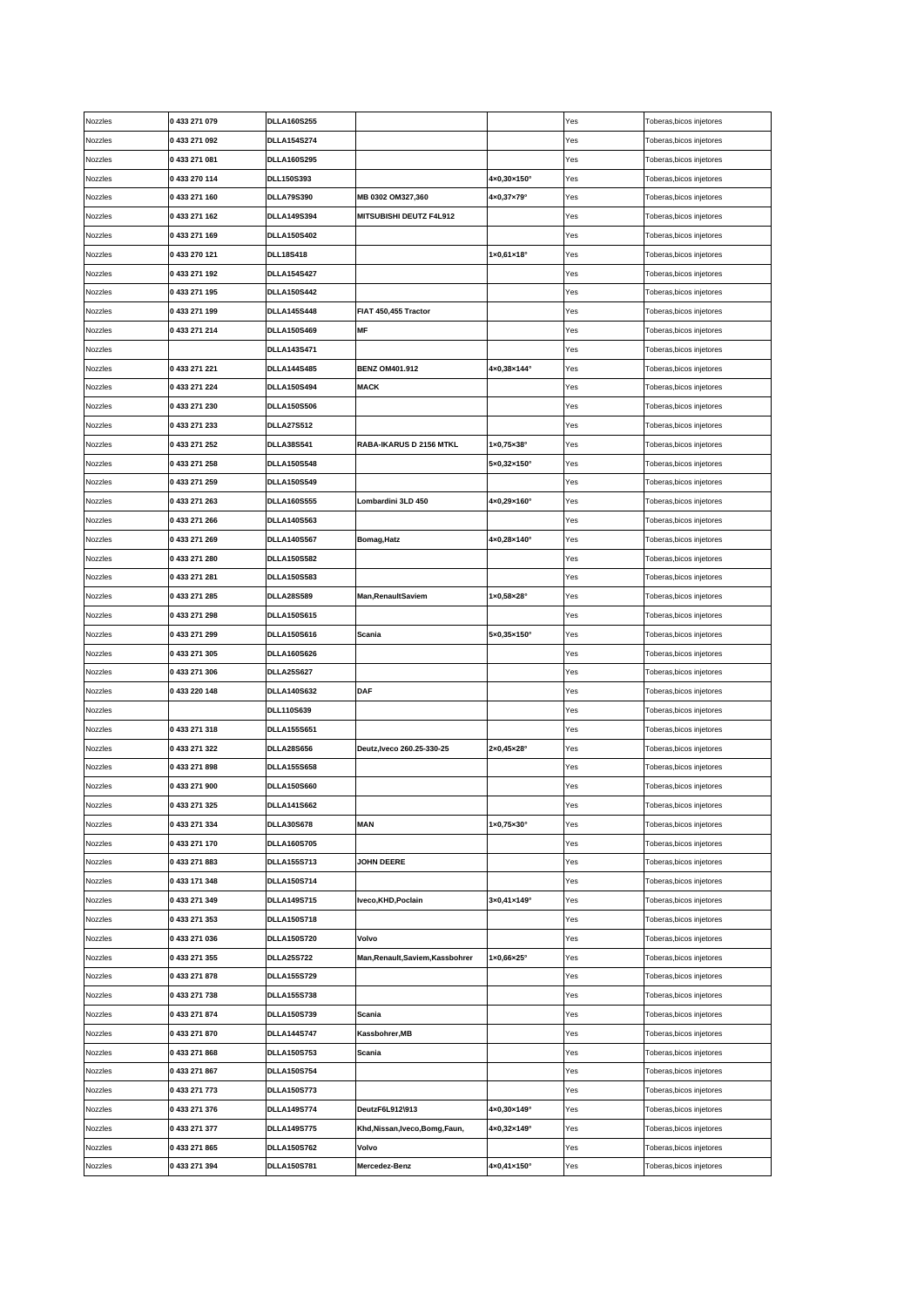| Nozzles | 0 433 271 079 | DLLA160S255 | | | Yes | Toberas,bicos injetores |
|---|---|---|---|---|---|---|
| Nozzles | 0 433 271 092 | DLLA154S274 | | | Yes | Toberas,bicos injetores |
| Nozzles | 0 433 271 081 | DLLA160S295 | | | Yes | Toberas,bicos injetores |
| Nozzles | 0 433 270 114 | DLL150S393 | | 4×0,30×150° | Yes | Toberas,bicos injetores |
| Nozzles | 0 433 271 160 | DLLA79S390 | MB 0302 OM327,360 | 4×0,37×79° | Yes | Toberas,bicos injetores |
| Nozzles | 0 433 271 162 | DLLA149S394 | MITSUBISHI DEUTZ F4L912 | | Yes | Toberas,bicos injetores |
| Nozzles | 0 433 271 169 | DLLA150S402 | | | Yes | Toberas,bicos injetores |
| Nozzles | 0 433 270 121 | DLL18S418 | | 1×0,61×18° | Yes | Toberas,bicos injetores |
| Nozzles | 0 433 271 192 | DLLA154S427 | | | Yes | Toberas,bicos injetores |
| Nozzles | 0 433 271 195 | DLLA150S442 | | | Yes | Toberas,bicos injetores |
| Nozzles | 0 433 271 199 | DLLA145S448 | FIAT 450,455 Tractor | | Yes | Toberas,bicos injetores |
| Nozzles | 0 433 271 214 | DLLA150S469 | MF | | Yes | Toberas,bicos injetores |
| Nozzles | | DLLA143S471 | | | Yes | Toberas,bicos injetores |
| Nozzles | 0 433 271 221 | DLLA144S485 | BENZ OM401.912 | 4×0,38×144° | Yes | Toberas,bicos injetores |
| Nozzles | 0 433 271 224 | DLLA150S494 | MACK | | Yes | Toberas,bicos injetores |
| Nozzles | 0 433 271 230 | DLLA150S506 | | | Yes | Toberas,bicos injetores |
| Nozzles | 0 433 271 233 | DLLA27S512 | | | Yes | Toberas,bicos injetores |
| Nozzles | 0 433 271 252 | DLLA38S541 | RABA-IKARUS D 2156 MTKL | 1×0,75×38° | Yes | Toberas,bicos injetores |
| Nozzles | 0 433 271 258 | DLLA150S548 | | 5×0,32×150° | Yes | Toberas,bicos injetores |
| Nozzles | 0 433 271 259 | DLLA150S549 | | | Yes | Toberas,bicos injetores |
| Nozzles | 0 433 271 263 | DLLA160S555 | Lombardini 3LD 450 | 4×0,29×160° | Yes | Toberas,bicos injetores |
| Nozzles | 0 433 271 266 | DLLA140S563 | | | Yes | Toberas,bicos injetores |
| Nozzles | 0 433 271 269 | DLLA140S567 | Bomag,Hatz | 4×0,28×140° | Yes | Toberas,bicos injetores |
| Nozzles | 0 433 271 280 | DLLA150S582 | | | Yes | Toberas,bicos injetores |
| Nozzles | 0 433 271 281 | DLLA150S583 | | | Yes | Toberas,bicos injetores |
| Nozzles | 0 433 271 285 | DLLA28S589 | Man,RenaultSaviem | 1×0,58×28° | Yes | Toberas,bicos injetores |
| Nozzles | 0 433 271 298 | DLLA150S615 | | | Yes | Toberas,bicos injetores |
| Nozzles | 0 433 271 299 | DLLA150S616 | Scania | 5×0,35×150° | Yes | Toberas,bicos injetores |
| Nozzles | 0 433 271 305 | DLLA160S626 | | | Yes | Toberas,bicos injetores |
| Nozzles | 0 433 271 306 | DLLA25S627 | | | Yes | Toberas,bicos injetores |
| Nozzles | 0 433 220 148 | DLLA140S632 | DAF | | Yes | Toberas,bicos injetores |
| Nozzles | | DLL110S639 | | | Yes | Toberas,bicos injetores |
| Nozzles | 0 433 271 318 | DLLA155S651 | | | Yes | Toberas,bicos injetores |
| Nozzles | 0 433 271 322 | DLLA28S656 | Deutz,Iveco 260.25-330-25 | 2×0,45×28° | Yes | Toberas,bicos injetores |
| Nozzles | 0 433 271 898 | DLLA155S658 | | | Yes | Toberas,bicos injetores |
| Nozzles | 0 433 271 900 | DLLA150S660 | | | Yes | Toberas,bicos injetores |
| Nozzles | 0 433 271 325 | DLLA141S662 | | | Yes | Toberas,bicos injetores |
| Nozzles | 0 433 271 334 | DLLA30S678 | MAN | 1×0,75×30° | Yes | Toberas,bicos injetores |
| Nozzles | 0 433 271 170 | DLLA160S705 | | | Yes | Toberas,bicos injetores |
| Nozzles | 0 433 271 883 | DLLA155S713 | JOHN DEERE | | Yes | Toberas,bicos injetores |
| Nozzles | 0 433 171 348 | DLLA150S714 | | | Yes | Toberas,bicos injetores |
| Nozzles | 0 433 271 349 | DLLA149S715 | Iveco,KHD,Poclain | 3×0,41×149° | Yes | Toberas,bicos injetores |
| Nozzles | 0 433 271 353 | DLLA150S718 | | | Yes | Toberas,bicos injetores |
| Nozzles | 0 433 271 036 | DLLA150S720 | Volvo | | Yes | Toberas,bicos injetores |
| Nozzles | 0 433 271 355 | DLLA25S722 | Man,Renault,Saviem,Kassbohrer | 1×0,66×25° | Yes | Toberas,bicos injetores |
| Nozzles | 0 433 271 878 | DLLA155S729 | | | Yes | Toberas,bicos injetores |
| Nozzles | 0 433 271 738 | DLLA155S738 | | | Yes | Toberas,bicos injetores |
| Nozzles | 0 433 271 874 | DLLA150S739 | Scania | | Yes | Toberas,bicos injetores |
| Nozzles | 0 433 271 870 | DLLA144S747 | Kassbohrer,MB | | Yes | Toberas,bicos injetores |
| Nozzles | 0 433 271 868 | DLLA150S753 | Scania | | Yes | Toberas,bicos injetores |
| Nozzles | 0 433 271 867 | DLLA150S754 | | | Yes | Toberas,bicos injetores |
| Nozzles | 0 433 271 773 | DLLA150S773 | | | Yes | Toberas,bicos injetores |
| Nozzles | 0 433 271 376 | DLLA149S774 | DeutzF6L912\913 | 4×0,30×149° | Yes | Toberas,bicos injetores |
| Nozzles | 0 433 271 377 | DLLA149S775 | Khd,Nissan,Iveco,Bomg,Faun, | 4×0,32×149° | Yes | Toberas,bicos injetores |
| Nozzles | 0 433 271 865 | DLLA150S762 | Volvo | | Yes | Toberas,bicos injetores |
| Nozzles | 0 433 271 394 | DLLA150S781 | Mercedez-Benz | 4×0,41×150° | Yes | Toberas,bicos injetores |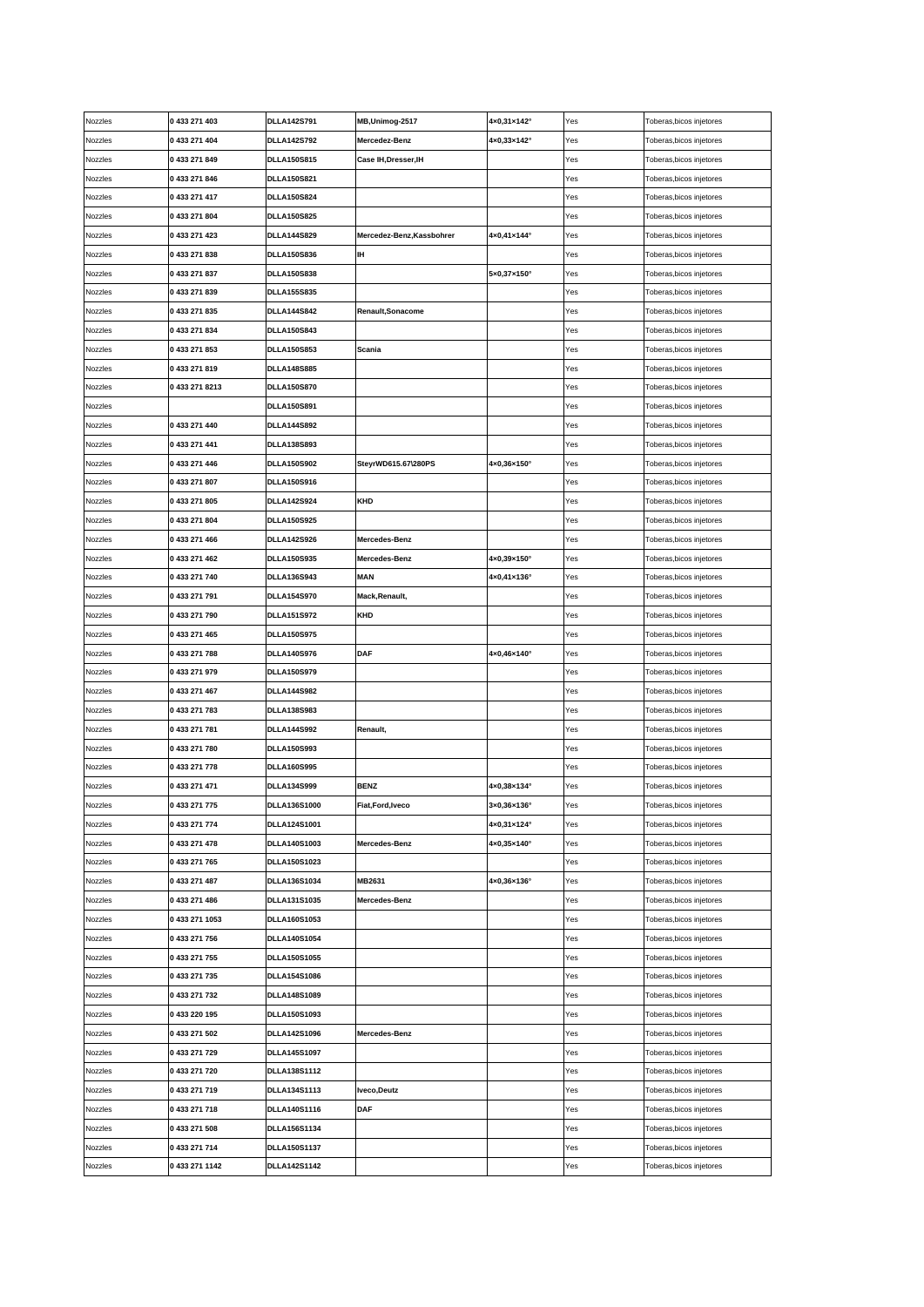| Nozzles | 0 433 271 403 | DLLA142S791 | MB,Unimog-2517 | 4×0,31×142° | Yes | Toberas,bicos injetores |
|---|---|---|---|---|---|---|
| Nozzles | 0 433 271 404 | DLLA142S792 | Mercedez-Benz | 4×0,33×142° | Yes | Toberas,bicos injetores |
| Nozzles | 0 433 271 849 | DLLA150S815 | Case IH,Dresser,IH | | Yes | Toberas,bicos injetores |
| Nozzles | 0 433 271 846 | DLLA150S821 | | | Yes | Toberas,bicos injetores |
| Nozzles | 0 433 271 417 | DLLA150S824 | | | Yes | Toberas,bicos injetores |
| Nozzles | 0 433 271 804 | DLLA150S825 | | | Yes | Toberas,bicos injetores |
| Nozzles | 0 433 271 423 | DLLA144S829 | Mercedez-Benz,Kassbohrer | 4×0,41×144° | Yes | Toberas,bicos injetores |
| Nozzles | 0 433 271 838 | DLLA150S836 | IH | | Yes | Toberas,bicos injetores |
| Nozzles | 0 433 271 837 | DLLA150S838 | | 5×0,37×150° | Yes | Toberas,bicos injetores |
| Nozzles | 0 433 271 839 | DLLA155S835 | | | Yes | Toberas,bicos injetores |
| Nozzles | 0 433 271 835 | DLLA144S842 | Renault,Sonacome | | Yes | Toberas,bicos injetores |
| Nozzles | 0 433 271 834 | DLLA150S843 | | | Yes | Toberas,bicos injetores |
| Nozzles | 0 433 271 853 | DLLA150S853 | Scania | | Yes | Toberas,bicos injetores |
| Nozzles | 0 433 271 819 | DLLA148S885 | | | Yes | Toberas,bicos injetores |
| Nozzles | 0 433 271 8213 | DLLA150S870 | | | Yes | Toberas,bicos injetores |
| Nozzles | | DLLA150S891 | | | Yes | Toberas,bicos injetores |
| Nozzles | 0 433 271 440 | DLLA144S892 | | | Yes | Toberas,bicos injetores |
| Nozzles | 0 433 271 441 | DLLA138S893 | | | Yes | Toberas,bicos injetores |
| Nozzles | 0 433 271 446 | DLLA150S902 | SteyrWD615.67\280PS | 4×0,36×150° | Yes | Toberas,bicos injetores |
| Nozzles | 0 433 271 807 | DLLA150S916 | | | Yes | Toberas,bicos injetores |
| Nozzles | 0 433 271 805 | DLLA142S924 | KHD | | Yes | Toberas,bicos injetores |
| Nozzles | 0 433 271 804 | DLLA150S925 | | | Yes | Toberas,bicos injetores |
| Nozzles | 0 433 271 466 | DLLA142S926 | Mercedes-Benz | | Yes | Toberas,bicos injetores |
| Nozzles | 0 433 271 462 | DLLA150S935 | Mercedes-Benz | 4×0,39×150° | Yes | Toberas,bicos injetores |
| Nozzles | 0 433 271 740 | DLLA136S943 | MAN | 4×0,41×136° | Yes | Toberas,bicos injetores |
| Nozzles | 0 433 271 791 | DLLA154S970 | Mack,Renault, | | Yes | Toberas,bicos injetores |
| Nozzles | 0 433 271 790 | DLLA151S972 | KHD | | Yes | Toberas,bicos injetores |
| Nozzles | 0 433 271 465 | DLLA150S975 | | | Yes | Toberas,bicos injetores |
| Nozzles | 0 433 271 788 | DLLA140S976 | DAF | 4×0,46×140° | Yes | Toberas,bicos injetores |
| Nozzles | 0 433 271 979 | DLLA150S979 | | | Yes | Toberas,bicos injetores |
| Nozzles | 0 433 271 467 | DLLA144S982 | | | Yes | Toberas,bicos injetores |
| Nozzles | 0 433 271 783 | DLLA138S983 | | | Yes | Toberas,bicos injetores |
| Nozzles | 0 433 271 781 | DLLA144S992 | Renault, | | Yes | Toberas,bicos injetores |
| Nozzles | 0 433 271 780 | DLLA150S993 | | | Yes | Toberas,bicos injetores |
| Nozzles | 0 433 271 778 | DLLA160S995 | | | Yes | Toberas,bicos injetores |
| Nozzles | 0 433 271 471 | DLLA134S999 | BENZ | 4×0,38×134° | Yes | Toberas,bicos injetores |
| Nozzles | 0 433 271 775 | DLLA136S1000 | Fiat,Ford,Iveco | 3×0,36×136° | Yes | Toberas,bicos injetores |
| Nozzles | 0 433 271 774 | DLLA124S1001 | | 4×0,31×124° | Yes | Toberas,bicos injetores |
| Nozzles | 0 433 271 478 | DLLA140S1003 | Mercedes-Benz | 4×0,35×140° | Yes | Toberas,bicos injetores |
| Nozzles | 0 433 271 765 | DLLA150S1023 | | | Yes | Toberas,bicos injetores |
| Nozzles | 0 433 271 487 | DLLA136S1034 | MB2631 | 4×0,36×136° | Yes | Toberas,bicos injetores |
| Nozzles | 0 433 271 486 | DLLA131S1035 | Mercedes-Benz | | Yes | Toberas,bicos injetores |
| Nozzles | 0 433 271 1053 | DLLA160S1053 | | | Yes | Toberas,bicos injetores |
| Nozzles | 0 433 271 756 | DLLA140S1054 | | | Yes | Toberas,bicos injetores |
| Nozzles | 0 433 271 755 | DLLA150S1055 | | | Yes | Toberas,bicos injetores |
| Nozzles | 0 433 271 735 | DLLA154S1086 | | | Yes | Toberas,bicos injetores |
| Nozzles | 0 433 271 732 | DLLA148S1089 | | | Yes | Toberas,bicos injetores |
| Nozzles | 0 433 220 195 | DLLA150S1093 | | | Yes | Toberas,bicos injetores |
| Nozzles | 0 433 271 502 | DLLA142S1096 | Mercedes-Benz | | Yes | Toberas,bicos injetores |
| Nozzles | 0 433 271 729 | DLLA145S1097 | | | Yes | Toberas,bicos injetores |
| Nozzles | 0 433 271 720 | DLLA138S1112 | | | Yes | Toberas,bicos injetores |
| Nozzles | 0 433 271 719 | DLLA134S1113 | Iveco,Deutz | | Yes | Toberas,bicos injetores |
| Nozzles | 0 433 271 718 | DLLA140S1116 | DAF | | Yes | Toberas,bicos injetores |
| Nozzles | 0 433 271 508 | DLLA156S1134 | | | Yes | Toberas,bicos injetores |
| Nozzles | 0 433 271 714 | DLLA150S1137 | | | Yes | Toberas,bicos injetores |
| Nozzles | 0 433 271 1142 | DLLA142S1142 | | | Yes | Toberas,bicos injetores |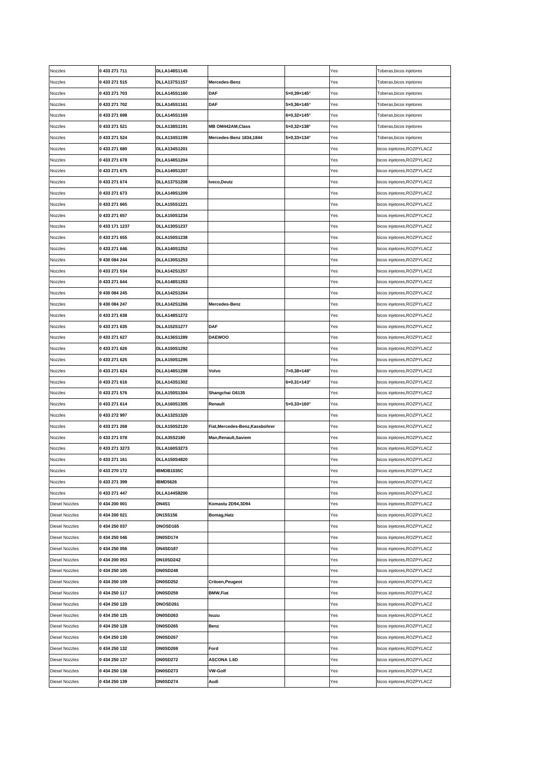| Nozzles | 0 433 271 711 | DLLA148S1145 | | | Yes | Toberas,bicos injetores |
|---|---|---|---|---|---|---|
| Nozzles | 0 433 271 515 | DLLA137S1157 | Mercedes-Benz | | Yes | Toberas,bicos injetores |
| Nozzles | 0 433 271 703 | DLLA145S1160 | DAF | 5×0,39×145° | Yes | Toberas,bicos injetores |
| Nozzles | 0 433 271 702 | DLLA145S1161 | DAF | 5×0,36×145° | Yes | Toberas,bicos injetores |
| Nozzles | 0 433 271 698 | DLLA145S1169 | | 6×0,32×145° | Yes | Toberas,bicos injetores |
| Nozzles | 0 433 271 521 | DLLA138S1191 | MB OM442AM,Class | 5×0,32×138° | Yes | Toberas,bicos injetores |
| Nozzles | 0 433 271 524 | DLLA134S1199 | Mercedes-Benz 1834,1844 | 5×0,33×134° | Yes | Toberas,bicos injetores |
| Nozzles | 0 433 271 680 | DLLA134S1201 | | | Yes | bicos injetores,ROZPYLACZ |
| Nozzles | 0 433 271 678 | DLLA148S1204 | | | Yes | bicos injetores,ROZPYLACZ |
| Nozzles | 0 433 271 675 | DLLA149S1207 | | | Yes | bicos injetores,ROZPYLACZ |
| Nozzles | 0 433 271 674 | DLLA137S1208 | Iveco,Deutz | | Yes | bicos injetores,ROZPYLACZ |
| Nozzles | 0 433 271 673 | DLLA149S1209 | | | Yes | bicos injetores,ROZPYLACZ |
| Nozzles | 0 433 271 665 | DLLA155S1221 | | | Yes | bicos injetores,ROZPYLACZ |
| Nozzles | 0 433 271 657 | DLLA150S1234 | | | Yes | bicos injetores,ROZPYLACZ |
| Nozzles | 0 433 171 1237 | DLLA130S1237 | | | Yes | bicos injetores,ROZPYLACZ |
| Nozzles | 0 433 271 655 | DLLA150S1238 | | | Yes | bicos injetores,ROZPYLACZ |
| Nozzles | 0 433 271 646 | DLLA140S1252 | | | Yes | bicos injetores,ROZPYLACZ |
| Nozzles | 9 430 084 244 | DLLA130S1253 | | | Yes | bicos injetores,ROZPYLACZ |
| Nozzles | 0 433 271 534 | DLLA142S1257 | | | Yes | bicos injetores,ROZPYLACZ |
| Nozzles | 0 433 271 644 | DLLA148S1263 | | | Yes | bicos injetores,ROZPYLACZ |
| Nozzles | 9 430 084 245 | DLLA142S1264 | | | Yes | bicos injetores,ROZPYLACZ |
| Nozzles | 9 430 084 247 | DLLA142S1266 | Mercedes-Benz | | Yes | bicos injetores,ROZPYLACZ |
| Nozzles | 0 433 271 638 | DLLA148S1272 | | | Yes | bicos injetores,ROZPYLACZ |
| Nozzles | 0 433 271 635 | DLLA152S1277 | DAF | | Yes | bicos injetores,ROZPYLACZ |
| Nozzles | 0 433 271 627 | DLLA136S1289 | DAEWOO | | Yes | bicos injetores,ROZPYLACZ |
| Nozzles | 0 433 271 626 | DLLA150S1292 | | | Yes | bicos injetores,ROZPYLACZ |
| Nozzles | 0 433 271 625 | DLLA150S1295 | | | Yes | bicos injetores,ROZPYLACZ |
| Nozzles | 0 433 271 624 | DLLA148S1298 | Volvo | 7×0,38×148° | Yes | bicos injetores,ROZPYLACZ |
| Nozzles | 0 433 271 616 | DLLA143S1302 | | 6×0,31×143° | Yes | bicos injetores,ROZPYLACZ |
| Nozzles | 0 433 271 576 | DLLA150S1304 | Shangchai G6135 | | Yes | bicos injetores,ROZPYLACZ |
| Nozzles | 0 433 271 614 | DLLA160S1305 | Renault | 5×0,33×160° | Yes | bicos injetores,ROZPYLACZ |
| Nozzles | 0 433 272 997 | DLLA132S1320 | | | Yes | bicos injetores,ROZPYLACZ |
| Nozzles | 0 433 271 268 | DLLA150S2120 | Fiat,Mercedes-Benz,Kassbohrer | | Yes | bicos injetores,ROZPYLACZ |
| Nozzles | 0 433 271 078 | DLLA35S2180 | Man,Renault,Saviem | | Yes | bicos injetores,ROZPYLACZ |
| Nozzles | 0 433 271 3273 | DLLA160S3273 | | | Yes | bicos injetores,ROZPYLACZ |
| Nozzles | 0 433 271 161 | DLLA150S4820 | | | Yes | bicos injetores,ROZPYLACZ |
| Nozzles | 0 433 270 172 | IBMDB1035C | | | Yes | bicos injetores,ROZPYLACZ |
| Nozzles | 0 433 271 399 | IBMD5626 | | | Yes | bicos injetores,ROZPYLACZ |
| Nozzles | 0 433 271 447 | DLLA144S8200 | | | Yes | bicos injetores,ROZPYLACZ |
| Diesel Nozzles | 0 434 200 001 | DN4S1 | Komastu 2D94,3D94 | | Yes | bicos injetores,ROZPYLACZ |
| Diesel Nozzles | 0 434 200 021 | DN15S156 | Bomag,Hatz | | Yes | bicos injetores,ROZPYLACZ |
| Diesel Nozzles | 0 434 250 037 | DNOSD165 | | | Yes | bicos injetores,ROZPYLACZ |
| Diesel Nozzles | 0 434 250 046 | DN0SD174 | | | Yes | bicos injetores,ROZPYLACZ |
| Diesel Nozzles | 0 434 250 056 | DN4SD187 | | | Yes | bicos injetores,ROZPYLACZ |
| Diesel Nozzles | 0 434 200 053 | DN10SD242 | | | Yes | bicos injetores,ROZPYLACZ |
| Diesel Nozzles | 0 434 250 105 | DN0SD248 | | | Yes | bicos injetores,ROZPYLACZ |
| Diesel Nozzles | 0 434 250 109 | DN0SD252 | Critoen,Peugeot | | Yes | bicos injetores,ROZPYLACZ |
| Diesel Nozzles | 0 434 250 117 | DN0SD259 | BMW,Fiat | | Yes | bicos injetores,ROZPYLACZ |
| Diesel Nozzles | 0 434 250 120 | DNOSD261 | | | Yes | bicos injetores,ROZPYLACZ |
| Diesel Nozzles | 0 434 250 125 | DN0SD263 | Isuzu | | Yes | bicos injetores,ROZPYLACZ |
| Diesel Nozzles | 0 434 250 128 | DN0SD265 | Benz | | Yes | bicos injetores,ROZPYLACZ |
| Diesel Nozzles | 0 434 250 130 | DN0SD267 | | | Yes | bicos injetores,ROZPYLACZ |
| Diesel Nozzles | 0 434 250 132 | DN0SD269 | Ford | | Yes | bicos injetores,ROZPYLACZ |
| Diesel Nozzles | 0 434 250 137 | DN0SD272 | ASCONA 1.6D | | Yes | bicos injetores,ROZPYLACZ |
| Diesel Nozzles | 0 434 250 138 | DN0SD273 | VW-Golf | | Yes | bicos injetores,ROZPYLACZ |
| Diesel Nozzles | 0 434 250 139 | DN0SD274 | Audi | | Yes | bicos injetores,ROZPYLACZ |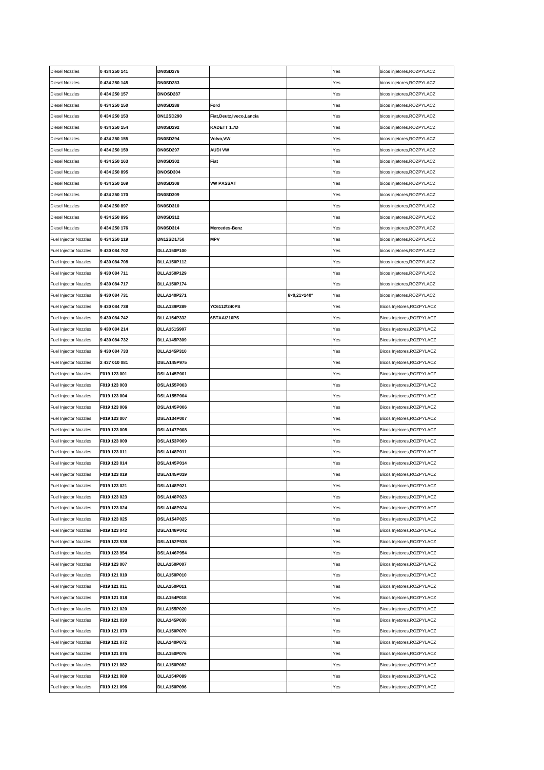| Diesel Nozzles | 0 434 250 141 | DN0SD276 | | | Yes | bicos injetores,ROZPYLACZ |
|---|---|---|---|---|---|---|
| Diesel Nozzles | 0 434 250 145 | DN0SD283 | | | Yes | bicos injetores,ROZPYLACZ |
| Diesel Nozzles | 0 434 250 157 | DNOSD287 | | | Yes | bicos injetores,ROZPYLACZ |
| Diesel Nozzles | 0 434 250 150 | DN0SD288 | Ford | | Yes | bicos injetores,ROZPYLACZ |
| Diesel Nozzles | 0 434 250 153 | DN12SD290 | Fiat,Deutz,Iveco,Lancia | | Yes | bicos injetores,ROZPYLACZ |
| Diesel Nozzles | 0 434 250 154 | DN0SD292 | KADETT 1.7D | | Yes | bicos injetores,ROZPYLACZ |
| Diesel Nozzles | 0 434 250 155 | DN0SD294 | Volvo,VW | | Yes | bicos injetores,ROZPYLACZ |
| Diesel Nozzles | 0 434 250 159 | DN0SD297 | AUDI VW | | Yes | bicos injetores,ROZPYLACZ |
| Diesel Nozzles | 0 434 250 163 | DN0SD302 | Fiat | | Yes | bicos injetores,ROZPYLACZ |
| Diesel Nozzles | 0 434 250 895 | DNOSD304 | | | Yes | bicos injetores,ROZPYLACZ |
| Diesel Nozzles | 0 434 250 169 | DN0SD308 | VW PASSAT | | Yes | bicos injetores,ROZPYLACZ |
| Diesel Nozzles | 0 434 250 170 | DN0SD309 | | | Yes | bicos injetores,ROZPYLACZ |
| Diesel Nozzles | 0 434 250 897 | DN0SD310 | | | Yes | bicos injetores,ROZPYLACZ |
| Diesel Nozzles | 0 434 250 895 | DN0SD312 | | | Yes | bicos injetores,ROZPYLACZ |
| Diesel Nozzles | 0 434 250 176 | DN0SD314 | Mercedes-Benz | | Yes | bicos injetores,ROZPYLACZ |
| Fuel Injector Nozzles | 0 434 250 119 | DN12SD1750 | MPV | | Yes | bicos injetores,ROZPYLACZ |
| Fuel Injector Nozzles | 9 430 084 702 | DLLA150P100 | | | Yes | bicos injetores,ROZPYLACZ |
| Fuel Injector Nozzles | 9 430 084 708 | DLLA150P112 | | | Yes | bicos injetores,ROZPYLACZ |
| Fuel Injector Nozzles | 9 430 084 711 | DLLA150P129 | | | Yes | bicos injetores,ROZPYLACZ |
| Fuel Injector Nozzles | 9 430 084 717 | DLLA150P174 | | | Yes | bicos injetores,ROZPYLACZ |
| Fuel Injector Nozzles | 9 430 084 731 | DLLA140P271 | | 6×0,21×140° | Yes | bicos injetores,ROZPYLACZ |
| Fuel Injector Nozzles | 9 430 084 738 | DLLA139P289 | YC6112\240PS | | Yes | Bicos Injetores,ROZPYLACZ |
| Fuel Injector Nozzles | 9 430 084 742 | DLLA154P332 | 6BTAA\210PS | | Yes | Bicos Injetores,ROZPYLACZ |
| Fuel Injector Nozzles | 9 430 084 214 | DLLA151S907 | | | Yes | Bicos Injetores,ROZPYLACZ |
| Fuel Injector Nozzles | 9 430 084 732 | DLLA145P309 | | | Yes | Bicos Injetores,ROZPYLACZ |
| Fuel Injector Nozzles | 9 430 084 733 | DLLA145P310 | | | Yes | Bicos Injetores,ROZPYLACZ |
| Fuel Injector Nozzles | 2 437 010 081 | DSLA145P975 | | | Yes | Bicos Injetores,ROZPYLACZ |
| Fuel Injector Nozzles | F019 123 001 | DSLA145P001 | | | Yes | Bicos Injetores,ROZPYLACZ |
| Fuel Injector Nozzles | F019 123 003 | DSLA155P003 | | | Yes | Bicos Injetores,ROZPYLACZ |
| Fuel Injector Nozzles | F019 123 004 | DSLA155P004 | | | Yes | Bicos Injetores,ROZPYLACZ |
| Fuel Injector Nozzles | F019 123 006 | DSLA145P006 | | | Yes | Bicos Injetores,ROZPYLACZ |
| Fuel Injector Nozzles | F019 123 007 | DSLA134P007 | | | Yes | Bicos Injetores,ROZPYLACZ |
| Fuel Injector Nozzles | F019 123 008 | DSLA147P008 | | | Yes | Bicos Injetores,ROZPYLACZ |
| Fuel Injector Nozzles | F019 123 009 | DSLA153P009 | | | Yes | Bicos Injetores,ROZPYLACZ |
| Fuel Injector Nozzles | F019 123 011 | DSLA148P011 | | | Yes | Bicos Injetores,ROZPYLACZ |
| Fuel Injector Nozzles | F019 123 014 | DSLA145P014 | | | Yes | Bicos Injetores,ROZPYLACZ |
| Fuel Injector Nozzles | F019 123 019 | DSLA145P019 | | | Yes | Bicos Injetores,ROZPYLACZ |
| Fuel Injector Nozzles | F019 123 021 | DSLA148P021 | | | Yes | Bicos Injetores,ROZPYLACZ |
| Fuel Injector Nozzles | F019 123 023 | DSLA148P023 | | | Yes | Bicos Injetores,ROZPYLACZ |
| Fuel Injector Nozzles | F019 123 024 | DSLA148P024 | | | Yes | Bicos Injetores,ROZPYLACZ |
| Fuel Injector Nozzles | F019 123 025 | DSLA154P025 | | | Yes | Bicos Injetores,ROZPYLACZ |
| Fuel Injector Nozzles | F019 123 042 | DSLA148P042 | | | Yes | Bicos Injetores,ROZPYLACZ |
| Fuel Injector Nozzles | F019 123 938 | DSLA152P938 | | | Yes | Bicos Injetores,ROZPYLACZ |
| Fuel Injector Nozzles | F019 123 954 | DSLA146P954 | | | Yes | Bicos Injetores,ROZPYLACZ |
| Fuel Injector Nozzles | F019 123 007 | DLLA150P007 | | | Yes | Bicos Injetores,ROZPYLACZ |
| Fuel Injector Nozzles | F019 121 010 | DLLA150P010 | | | Yes | Bicos Injetores,ROZPYLACZ |
| Fuel Injector Nozzles | F019 121 011 | DLLA150P011 | | | Yes | Bicos Injetores,ROZPYLACZ |
| Fuel Injector Nozzles | F019 121 018 | DLLA154P018 | | | Yes | Bicos Injetores,ROZPYLACZ |
| Fuel Injector Nozzles | F019 121 020 | DLLA155P020 | | | Yes | Bicos Injetores,ROZPYLACZ |
| Fuel Injector Nozzles | F019 121 030 | DLLA145P030 | | | Yes | Bicos Injetores,ROZPYLACZ |
| Fuel Injector Nozzles | F019 121 070 | DLLA150P070 | | | Yes | Bicos Injetores,ROZPYLACZ |
| Fuel Injector Nozzles | F019 121 072 | DLLA140P072 | | | Yes | Bicos Injetores,ROZPYLACZ |
| Fuel Injector Nozzles | F019 121 076 | DLLA150P076 | | | Yes | Bicos Injetores,ROZPYLACZ |
| Fuel Injector Nozzles | F019 121 082 | DLLA150P082 | | | Yes | Bicos Injetores,ROZPYLACZ |
| Fuel Injector Nozzles | F019 121 089 | DLLA154P089 | | | Yes | Bicos Injetores,ROZPYLACZ |
| Fuel Injector Nozzles | F019 121 096 | DLLA150P096 | | | Yes | Bicos Injetores,ROZPYLACZ |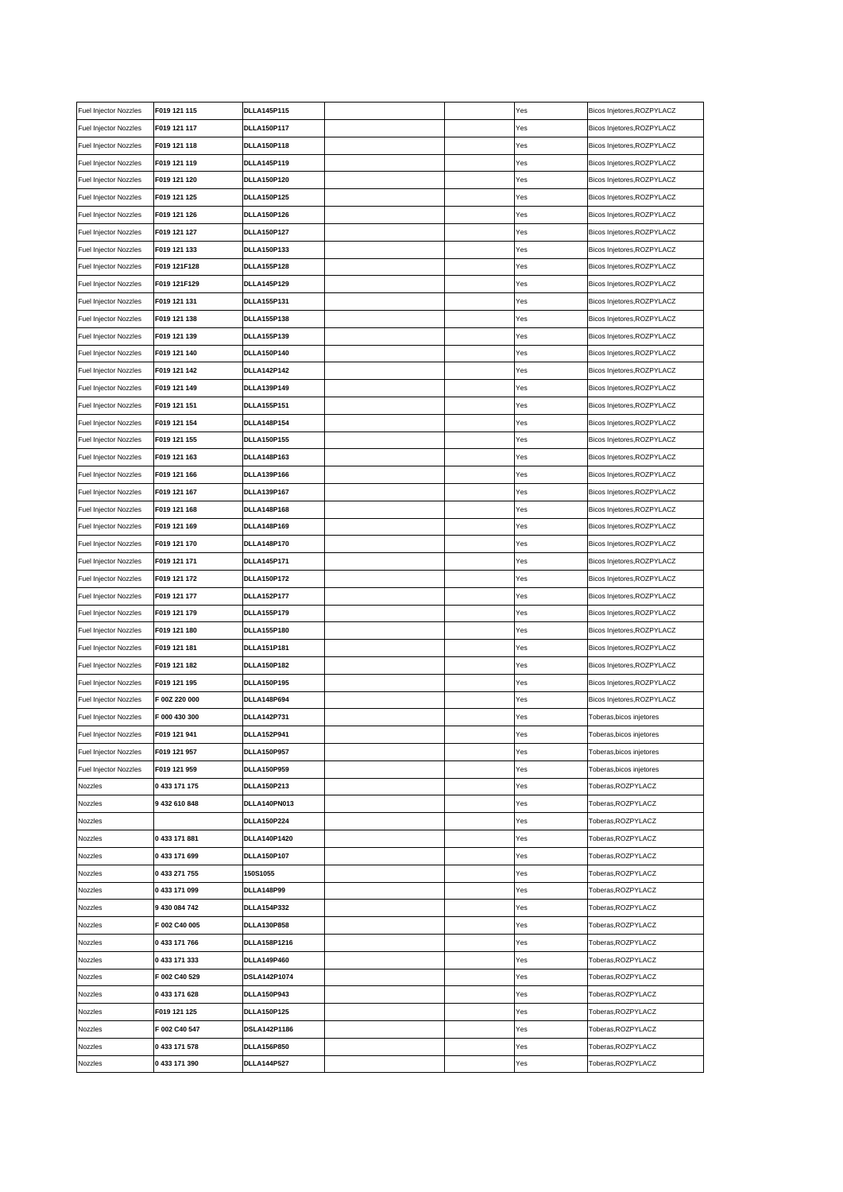| Fuel Injector Nozzles | F019 121 115 | DLLA145P115 | | | Yes | Bicos Injetores,ROZPYLACZ |
|---|---|---|---|---|---|---|
| Fuel Injector Nozzles | F019 121 117 | DLLA150P117 | | | Yes | Bicos Injetores,ROZPYLACZ |
| Fuel Injector Nozzles | F019 121 118 | DLLA150P118 | | | Yes | Bicos Injetores,ROZPYLACZ |
| Fuel Injector Nozzles | F019 121 119 | DLLA145P119 | | | Yes | Bicos Injetores,ROZPYLACZ |
| Fuel Injector Nozzles | F019 121 120 | DLLA150P120 | | | Yes | Bicos Injetores,ROZPYLACZ |
| Fuel Injector Nozzles | F019 121 125 | DLLA150P125 | | | Yes | Bicos Injetores,ROZPYLACZ |
| Fuel Injector Nozzles | F019 121 126 | DLLA150P126 | | | Yes | Bicos Injetores,ROZPYLACZ |
| Fuel Injector Nozzles | F019 121 127 | DLLA150P127 | | | Yes | Bicos Injetores,ROZPYLACZ |
| Fuel Injector Nozzles | F019 121 133 | DLLA150P133 | | | Yes | Bicos Injetores,ROZPYLACZ |
| Fuel Injector Nozzles | F019 121F128 | DLLA155P128 | | | Yes | Bicos Injetores,ROZPYLACZ |
| Fuel Injector Nozzles | F019 121F129 | DLLA145P129 | | | Yes | Bicos Injetores,ROZPYLACZ |
| Fuel Injector Nozzles | F019 121 131 | DLLA155P131 | | | Yes | Bicos Injetores,ROZPYLACZ |
| Fuel Injector Nozzles | F019 121 138 | DLLA155P138 | | | Yes | Bicos Injetores,ROZPYLACZ |
| Fuel Injector Nozzles | F019 121 139 | DLLA155P139 | | | Yes | Bicos Injetores,ROZPYLACZ |
| Fuel Injector Nozzles | F019 121 140 | DLLA150P140 | | | Yes | Bicos Injetores,ROZPYLACZ |
| Fuel Injector Nozzles | F019 121 142 | DLLA142P142 | | | Yes | Bicos Injetores,ROZPYLACZ |
| Fuel Injector Nozzles | F019 121 149 | DLLA139P149 | | | Yes | Bicos Injetores,ROZPYLACZ |
| Fuel Injector Nozzles | F019 121 151 | DLLA155P151 | | | Yes | Bicos Injetores,ROZPYLACZ |
| Fuel Injector Nozzles | F019 121 154 | DLLA148P154 | | | Yes | Bicos Injetores,ROZPYLACZ |
| Fuel Injector Nozzles | F019 121 155 | DLLA150P155 | | | Yes | Bicos Injetores,ROZPYLACZ |
| Fuel Injector Nozzles | F019 121 163 | DLLA148P163 | | | Yes | Bicos Injetores,ROZPYLACZ |
| Fuel Injector Nozzles | F019 121 166 | DLLA139P166 | | | Yes | Bicos Injetores,ROZPYLACZ |
| Fuel Injector Nozzles | F019 121 167 | DLLA139P167 | | | Yes | Bicos Injetores,ROZPYLACZ |
| Fuel Injector Nozzles | F019 121 168 | DLLA148P168 | | | Yes | Bicos Injetores,ROZPYLACZ |
| Fuel Injector Nozzles | F019 121 169 | DLLA148P169 | | | Yes | Bicos Injetores,ROZPYLACZ |
| Fuel Injector Nozzles | F019 121 170 | DLLA148P170 | | | Yes | Bicos Injetores,ROZPYLACZ |
| Fuel Injector Nozzles | F019 121 171 | DLLA145P171 | | | Yes | Bicos Injetores,ROZPYLACZ |
| Fuel Injector Nozzles | F019 121 172 | DLLA150P172 | | | Yes | Bicos Injetores,ROZPYLACZ |
| Fuel Injector Nozzles | F019 121 177 | DLLA152P177 | | | Yes | Bicos Injetores,ROZPYLACZ |
| Fuel Injector Nozzles | F019 121 179 | DLLA155P179 | | | Yes | Bicos Injetores,ROZPYLACZ |
| Fuel Injector Nozzles | F019 121 180 | DLLA155P180 | | | Yes | Bicos Injetores,ROZPYLACZ |
| Fuel Injector Nozzles | F019 121 181 | DLLA151P181 | | | Yes | Bicos Injetores,ROZPYLACZ |
| Fuel Injector Nozzles | F019 121 182 | DLLA150P182 | | | Yes | Bicos Injetores,ROZPYLACZ |
| Fuel Injector Nozzles | F019 121 195 | DLLA150P195 | | | Yes | Bicos Injetores,ROZPYLACZ |
| Fuel Injector Nozzles | F 00Z 220 000 | DLLA148P694 | | | Yes | Bicos Injetores,ROZPYLACZ |
| Fuel Injector Nozzles | F 000 430 300 | DLLA142P731 | | | Yes | Toberas,bicos injetores |
| Fuel Injector Nozzles | F019 121 941 | DLLA152P941 | | | Yes | Toberas,bicos injetores |
| Fuel Injector Nozzles | F019 121 957 | DLLA150P957 | | | Yes | Toberas,bicos injetores |
| Fuel Injector Nozzles | F019 121 959 | DLLA150P959 | | | Yes | Toberas,bicos injetores |
| Nozzles | 0 433 171 175 | DLLA150P213 | | | Yes | Toberas,ROZPYLACZ |
| Nozzles | 9 432 610 848 | DLLA140PN013 | | | Yes | Toberas,ROZPYLACZ |
| Nozzles | | DLLA150P224 | | | Yes | Toberas,ROZPYLACZ |
| Nozzles | 0 433 171 881 | DLLA140P1420 | | | Yes | Toberas,ROZPYLACZ |
| Nozzles | 0 433 171 699 | DLLA150P107 | | | Yes | Toberas,ROZPYLACZ |
| Nozzles | 0 433 271 755 | 150S1055 | | | Yes | Toberas,ROZPYLACZ |
| Nozzles | 0 433 171 099 | DLLA148P99 | | | Yes | Toberas,ROZPYLACZ |
| Nozzles | 9 430 084 742 | DLLA154P332 | | | Yes | Toberas,ROZPYLACZ |
| Nozzles | F 002 C40 005 | DLLA130P858 | | | Yes | Toberas,ROZPYLACZ |
| Nozzles | 0 433 171 766 | DLLA158P1216 | | | Yes | Toberas,ROZPYLACZ |
| Nozzles | 0 433 171 333 | DLLA149P460 | | | Yes | Toberas,ROZPYLACZ |
| Nozzles | F 002 C40 529 | DSLA142P1074 | | | Yes | Toberas,ROZPYLACZ |
| Nozzles | 0 433 171 628 | DLLA150P943 | | | Yes | Toberas,ROZPYLACZ |
| Nozzles | F019 121 125 | DLLA150P125 | | | Yes | Toberas,ROZPYLACZ |
| Nozzles | F 002 C40 547 | DSLA142P1186 | | | Yes | Toberas,ROZPYLACZ |
| Nozzles | 0 433 171 578 | DLLA156P850 | | | Yes | Toberas,ROZPYLACZ |
| Nozzles | 0 433 171 390 | DLLA144P527 | | | Yes | Toberas,ROZPYLACZ |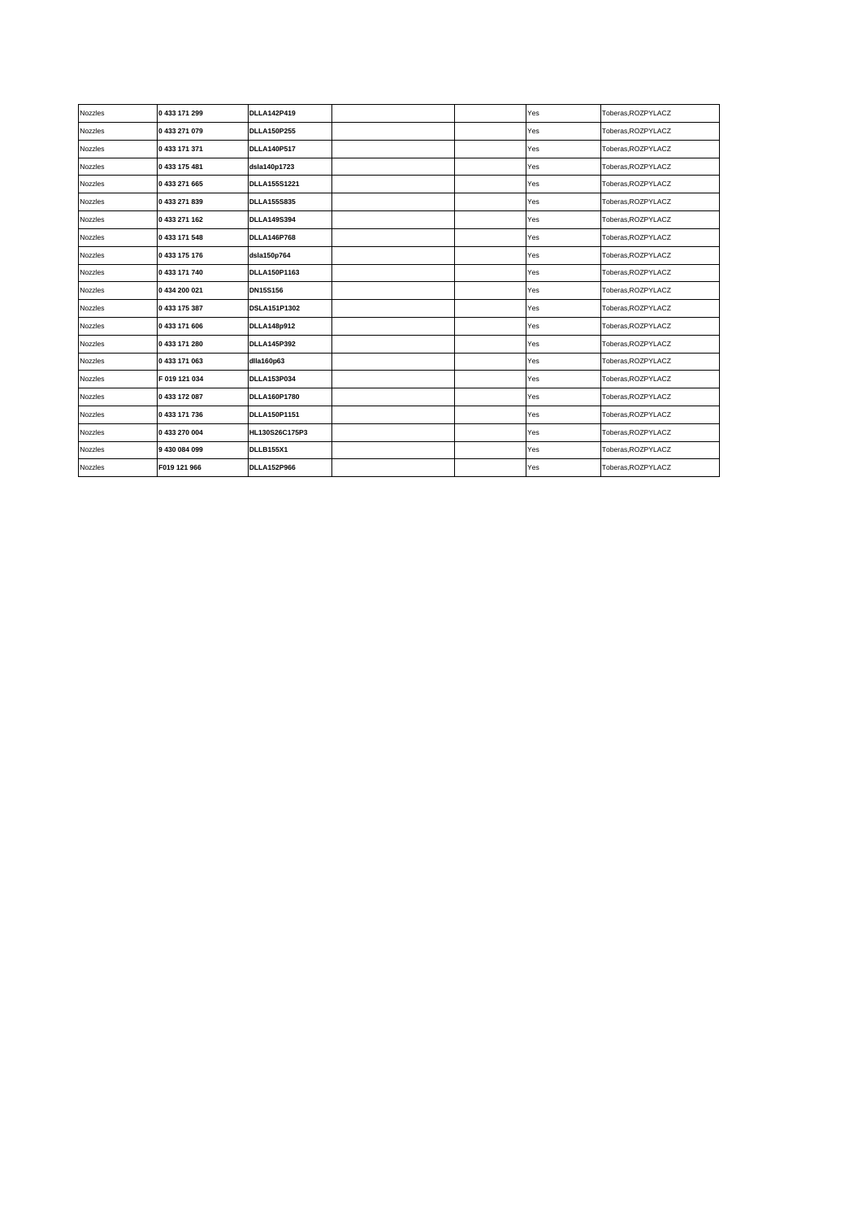| | | | | | | |
|---|---|---|---|---|---|---|
| Nozzles | **0 433 171 299** | **DLLA142P419** | | | Yes | Toberas,ROZPYLACZ |
| Nozzles | **0 433 271 079** | **DLLA150P255** | | | Yes | Toberas,ROZPYLACZ |
| Nozzles | **0 433 171 371** | **DLLA140P517** | | | Yes | Toberas,ROZPYLACZ |
| Nozzles | **0 433 175 481** | **dsla140p1723** | | | Yes | Toberas,ROZPYLACZ |
| Nozzles | **0 433 271 665** | **DLLA155S1221** | | | Yes | Toberas,ROZPYLACZ |
| Nozzles | **0 433 271 839** | **DLLA155S835** | | | Yes | Toberas,ROZPYLACZ |
| Nozzles | **0 433 271 162** | **DLLA149S394** | | | Yes | Toberas,ROZPYLACZ |
| Nozzles | **0 433 171 548** | **DLLA146P768** | | | Yes | Toberas,ROZPYLACZ |
| Nozzles | **0 433 175 176** | **dsla150p764** | | | Yes | Toberas,ROZPYLACZ |
| Nozzles | **0 433 171 740** | **DLLA150P1163** | | | Yes | Toberas,ROZPYLACZ |
| Nozzles | **0 434 200 021** | **DN15S156** | | | Yes | Toberas,ROZPYLACZ |
| Nozzles | **0 433 175 387** | **DSLA151P1302** | | | Yes | Toberas,ROZPYLACZ |
| Nozzles | **0 433 171 606** | **DLLA148p912** | | | Yes | Toberas,ROZPYLACZ |
| Nozzles | **0 433 171 280** | **DLLA145P392** | | | Yes | Toberas,ROZPYLACZ |
| Nozzles | **0 433 171 063** | **dlla160p63** | | | Yes | Toberas,ROZPYLACZ |
| Nozzles | **F 019 121 034** | **DLLA153P034** | | | Yes | Toberas,ROZPYLACZ |
| Nozzles | **0 433 172 087** | **DLLA160P1780** | | | Yes | Toberas,ROZPYLACZ |
| Nozzles | **0 433 171 736** | **DLLA150P1151** | | | Yes | Toberas,ROZPYLACZ |
| Nozzles | **0 433 270 004** | **HL130S26C175P3** | | | Yes | Toberas,ROZPYLACZ |
| Nozzles | **9 430 084 099** | **DLLB155X1** | | | Yes | Toberas,ROZPYLACZ |
| Nozzles | **F019 121 966** | **DLLA152P966** | | | Yes | Toberas,ROZPYLACZ |